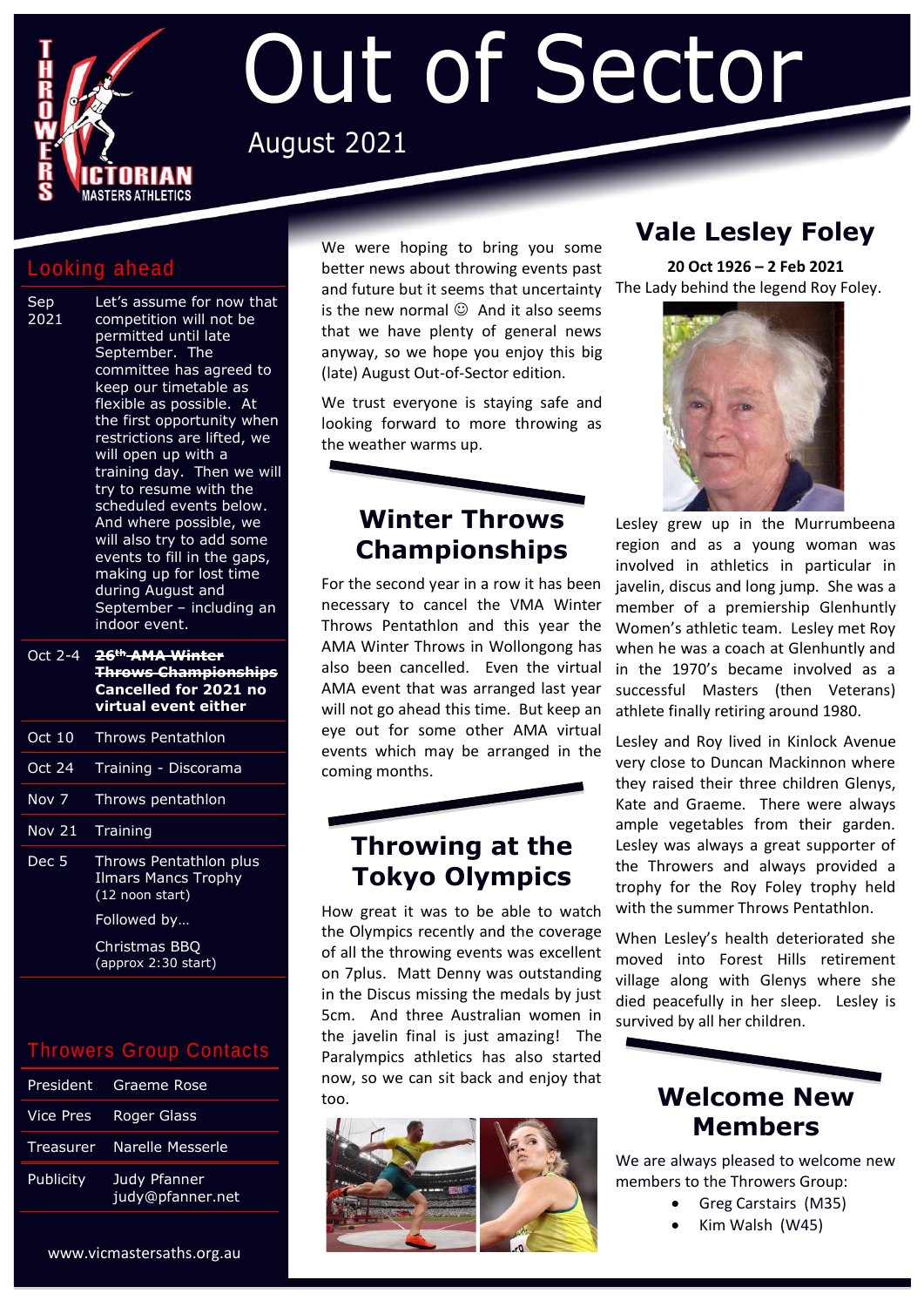# Out of Sector

August 2021

## Looking ahead

| | |
|---|---|
| Sep 2021 | Let's assume for now that competition will not be permitted until late September. The committee has agreed to keep our timetable as flexible as possible. At the first opportunity when restrictions are lifted, we will open up with a training day. Then we will try to resume with the scheduled events below. And where possible, we will also try to add some events to fill in the gaps, making up for lost time during August and September – including an indoor event. |
| Oct 2-4 | ~~**26th AMA Winter Throws Championships**~~ **Cancelled for 2021 no virtual event either** |
| Oct 10 | Throws Pentathlon |
| Oct 24 | Training - Discorama |
| Nov 7 | Throws pentathlon |
| Nov 21 | Training |
| Dec 5 | Throws Pentathlon plus Ilmars Mancs Trophy (12 noon start) |
| | Followed by… |
| | Christmas BBQ (approx 2:30 start) |

## Throwers Group Contacts

| | |
|---|---|
| President | Graeme Rose |
| Vice Pres | Roger Glass |
| Treasurer | Narelle Messerle |
| Publicity | Judy Pfanner judy@pfanner.net |

www.vicmastersaths.org.au

We were hoping to bring you some better news about throwing events past and future but it seems that uncertainty is the new normal ☺ And it also seems that we have plenty of general news anyway, so we hope you enjoy this big (late) August Out-of-Sector edition.

We trust everyone is staying safe and looking forward to more throwing as the weather warms up.

## Winter Throws Championships

For the second year in a row it has been necessary to cancel the VMA Winter Throws Pentathlon and this year the AMA Winter Throws in Wollongong has also been cancelled. Even the virtual AMA event that was arranged last year will not go ahead this time. But keep an eye out for some other AMA virtual events which may be arranged in the coming months.

## Throwing at the Tokyo Olympics

How great it was to be able to watch the Olympics recently and the coverage of all the throwing events was excellent on 7plus. Matt Denny was outstanding in the Discus missing the medals by just 5cm. And three Australian women in the javelin final is just amazing! The Paralympics athletics has also started now, so we can sit back and enjoy that too.

## Vale Lesley Foley

**20 Oct 1926 – 2 Feb 2021**

The Lady behind the legend Roy Foley.

Lesley grew up in the Murrumbeena region and as a young woman was involved in athletics in particular in javelin, discus and long jump. She was a member of a premiership Glenhuntly Women's athletic team. Lesley met Roy when he was a coach at Glenhuntly and in the 1970's became involved as a successful Masters (then Veterans) athlete finally retiring around 1980.

Lesley and Roy lived in Kinlock Avenue very close to Duncan Mackinnon where they raised their three children Glenys, Kate and Graeme. There were always ample vegetables from their garden. Lesley was always a great supporter of the Throwers and always provided a trophy for the Roy Foley trophy held with the summer Throws Pentathlon.

When Lesley's health deteriorated she moved into Forest Hills retirement village along with Glenys where she died peacefully in her sleep. Lesley is survived by all her children.

## Welcome New Members

We are always pleased to welcome new members to the Throwers Group:

- Greg Carstairs (M35)
- Kim Walsh (W45)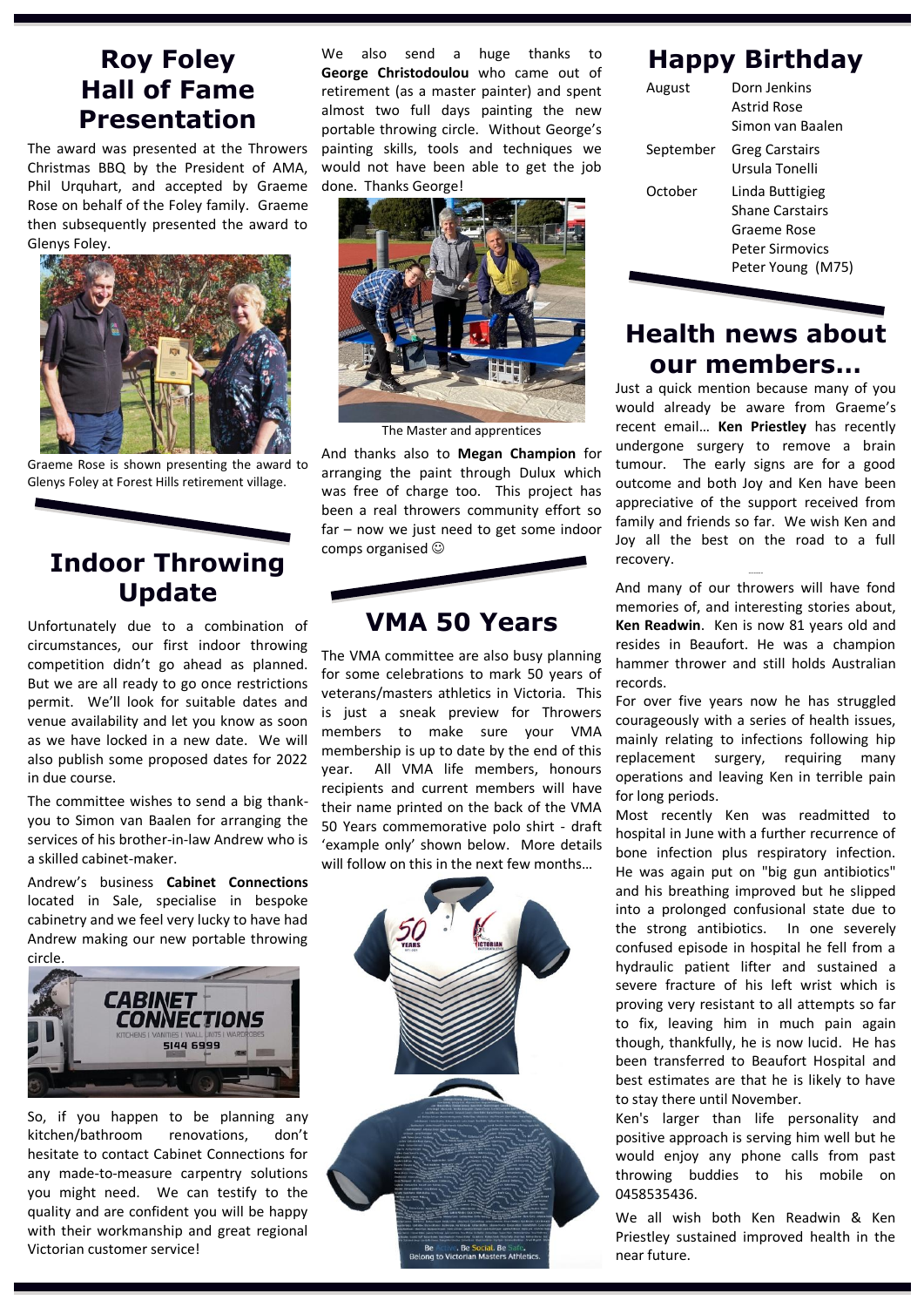## Roy Foley Hall of Fame Presentation

The award was presented at the Throwers Christmas BBQ by the President of AMA, Phil Urquhart, and accepted by Graeme Rose on behalf of the Foley family. Graeme then subsequently presented the award to Glenys Foley.

Graeme Rose is shown presenting the award to Glenys Foley at Forest Hills retirement village.

## Indoor Throwing Update

Unfortunately due to a combination of circumstances, our first indoor throwing competition didn't go ahead as planned. But we are all ready to go once restrictions permit. We'll look for suitable dates and venue availability and let you know as soon as we have locked in a new date. We will also publish some proposed dates for 2022 in due course.

The committee wishes to send a big thank-you to Simon van Baalen for arranging the services of his brother-in-law Andrew who is a skilled cabinet-maker.

Andrew's business **Cabinet Connections** located in Sale, specialise in bespoke cabinetry and we feel very lucky to have had Andrew making our new portable throwing circle.

So, if you happen to be planning any kitchen/bathroom renovations, don't hesitate to contact Cabinet Connections for any made-to-measure carpentry solutions you might need. We can testify to the quality and are confident you will be happy with their workmanship and great regional Victorian customer service!

We also send a huge thanks to **George Christodoulou** who came out of retirement (as a master painter) and spent almost two full days painting the new portable throwing circle. Without George's painting skills, tools and techniques we would not have been able to get the job done. Thanks George!

The Master and apprentices

And thanks also to **Megan Champion** for arranging the paint through Dulux which was free of charge too. This project has been a real throwers community effort so far – now we just need to get some indoor comps organised ☺

## VMA 50 Years

The VMA committee are also busy planning for some celebrations to mark 50 years of veterans/masters athletics in Victoria. This is just a sneak preview for Throwers members to make sure your VMA membership is up to date by the end of this year. All VMA life members, honours recipients and current members will have their name printed on the back of the VMA 50 Years commemorative polo shirt - draft 'example only' shown below. More details will follow on this in the next few months…

## Happy Birthday

| | |
|---|---|
| August | Dorn Jenkins<br>Astrid Rose<br>Simon van Baalen |
| September | Greg Carstairs<br>Ursula Tonelli |
| October | Linda Buttigieg<br>Shane Carstairs<br>Graeme Rose<br>Peter Sirmovics<br>Peter Young (M75) |

## Health news about our members…

Just a quick mention because many of you would already be aware from Graeme's recent email… **Ken Priestley** has recently undergone surgery to remove a brain tumour. The early signs are for a good outcome and both Joy and Ken have been appreciative of the support received from family and friends so far. We wish Ken and Joy all the best on the road to a full recovery.

And many of our throwers will have fond memories of, and interesting stories about, **Ken Readwin**. Ken is now 81 years old and resides in Beaufort. He was a champion hammer thrower and still holds Australian records.

For over five years now he has struggled courageously with a series of health issues, mainly relating to infections following hip replacement surgery, requiring many operations and leaving Ken in terrible pain for long periods.

Most recently Ken was readmitted to hospital in June with a further recurrence of bone infection plus respiratory infection. He was again put on "big gun antibiotics" and his breathing improved but he slipped into a prolonged confusional state due to the strong antibiotics. In one severely confused episode in hospital he fell from a hydraulic patient lifter and sustained a severe fracture of his left wrist which is proving very resistant to all attempts so far to fix, leaving him in much pain again though, thankfully, he is now lucid. He has been transferred to Beaufort Hospital and best estimates are that he is likely to have to stay there until November.

Ken's larger than life personality and positive approach is serving him well but he would enjoy any phone calls from past throwing buddies to his mobile on 0458535436.

We all wish both Ken Readwin & Ken Priestley sustained improved health in the near future.